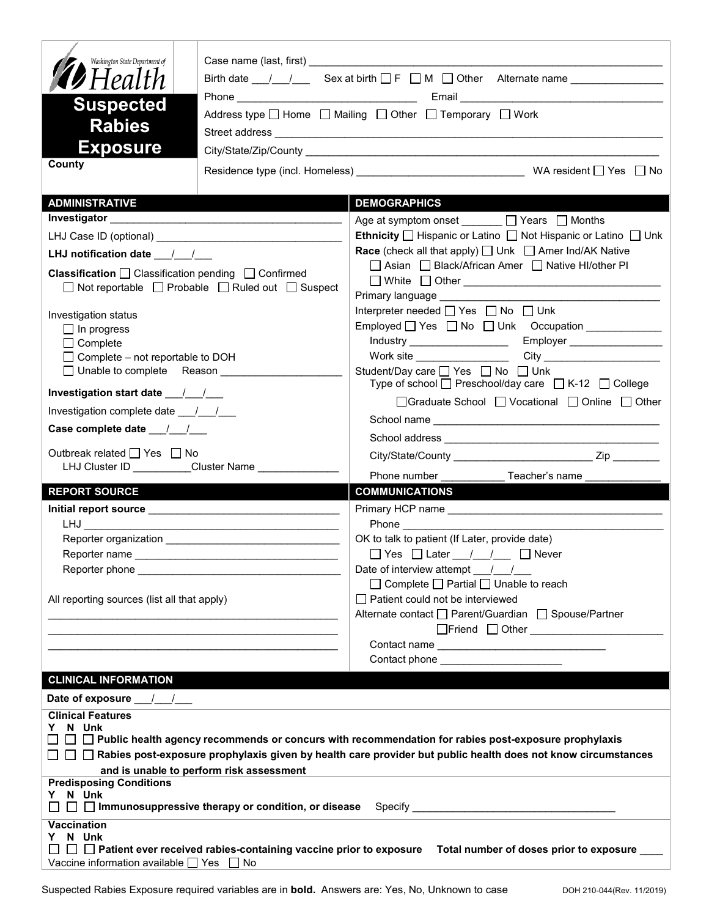Washington State Department of Health

# Suspected Rabies Exposure

County

Case name (last, first) ___________________________________________

Birth date ___/___/___ Sex at birth ☐ F ☐ M ☐ Other Alternate name _______________

Phone ______________________________ Email ___________________________________

Address type ☐ Home ☐ Mailing ☐ Other ☐ Temporary ☐ Work

Street address ___________________________________________

City/State/Zip/County ___________________________________________

Residence type (incl. Homeless) ____________________________ WA resident ☐ Yes ☐ No

## ADMINISTRATIVE

**Investigator** ______________________________________

LHJ Case ID (optional) _______________________________

**LHJ notification date** ___/___/___

**Classification** ☐ Classification pending ☐ Confirmed ☐ Not reportable ☐ Probable ☐ Ruled out ☐ Suspect

Investigation status
- ☐ In progress
- ☐ Complete
- ☐ Complete – not reportable to DOH
- ☐ Unable to complete Reason _____________________

**Investigation start date** ___/___/___

Investigation complete date ___/___/___

**Case complete date** ___/___/___

Outbreak related ☐ Yes ☐ No
LHJ Cluster ID __________Cluster Name ______________

## DEMOGRAPHICS

Age at symptom onset _______ ☐ Years ☐ Months

**Ethnicity** ☐ Hispanic or Latino ☐ Not Hispanic or Latino ☐ Unk

**Race** (check all that apply) ☐ Unk ☐ Amer Ind/AK Native ☐ Asian ☐ Black/African Amer ☐ Native HI/other PI ☐ White ☐ Other ________________________________

Primary language ____________________________________

Interpreter needed ☐ Yes ☐ No ☐ Unk

Employed ☐ Yes ☐ No ☐ Unk Occupation _____________

Industry _________________ Employer ________________

Work site ________________ City ____________________

Student/Day care ☐ Yes ☐ No ☐ Unk

Type of school ☐ Preschool/day care ☐ K-12 ☐ College ☐ Graduate School ☐ Vocational ☐ Online ☐ Other

School name ______________________________________

School address ____________________________________

City/State/County _______________________ Zip ________

Phone number ___________ Teacher's name _____________

## REPORT SOURCE

**Initial report source** _______________________________

LHJ ___________________________________________

Reporter organization ______________________________

Reporter name ___________________________________

Reporter phone __________________________________

All reporting sources (list all that apply)

_______________________________________________

_______________________________________________

_______________________________________________

## COMMUNICATIONS

Primary HCP name ____________________________________

Phone ______________________________________________

OK to talk to patient (If Later, provide date)
☐ Yes ☐ Later ___/___/___ ☐ Never

Date of interview attempt ___/___/___
☐ Complete ☐ Partial ☐ Unable to reach

☐ Patient could not be interviewed

Alternate contact ☐ Parent/Guardian ☐ Spouse/Partner ☐ Friend ☐ Other ______________________

Contact name ______________________________

Contact phone _____________________

## CLINICAL INFORMATION

**Date of exposure** ___/___/___

**Clinical Features**

Y N Unk
- ☐ ☐ ☐ **Public health agency recommends or concurs with recommendation for rabies post-exposure prophylaxis**
- ☐ ☐ ☐ **Rabies post-exposure prophylaxis given by health care provider but public health does not know circumstances and is unable to perform risk assessment**

**Predisposing Conditions**

Y N Unk
- ☐ ☐ ☐ **Immunosuppressive therapy or condition, or disease** Specify ___________________________________

**Vaccination**

Y N Unk
- ☐ ☐ ☐ **Patient ever received rabies-containing vaccine prior to exposure** **Total number of doses prior to exposure** ____

Vaccine information available ☐ Yes ☐ No

Suspected Rabies Exposure required variables are in **bold**. Answers are: Yes, No, Unknown to case

DOH 210-044(Rev. 11/2019)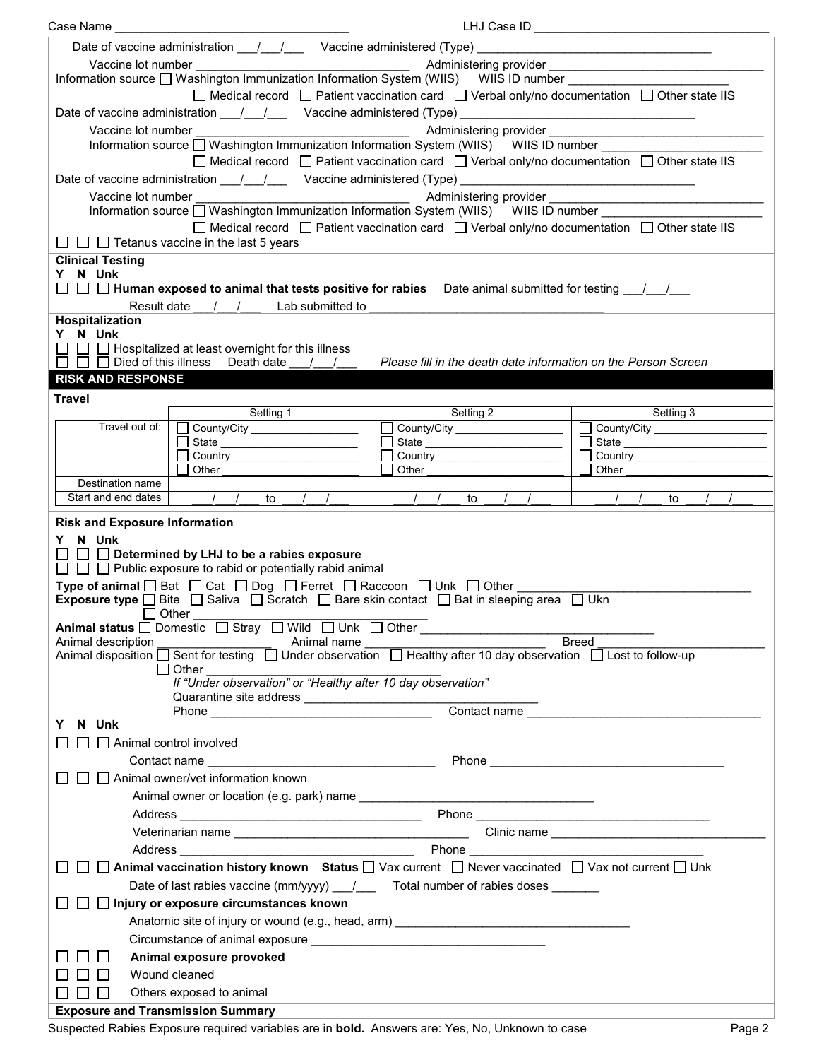Case Name ___________________________________ LHJ Case ID ___________________________________

Date of vaccine administration ___/___/___ Vaccine administered (Type) ___________________________________

Vaccine lot number ________________________________ Administering provider ________________________________

Information source ☐ Washington Immunization Information System (WIIS) WIIS ID number ________________________

☐ Medical record ☐ Patient vaccination card ☐ Verbal only/no documentation ☐ Other state IIS

Date of vaccine administration ___/___/___ Vaccine administered (Type) ___________________________________

Vaccine lot number ________________________________ Administering provider ________________________________

Information source ☐ Washington Immunization Information System (WIIS) WIIS ID number ________________________

☐ Medical record ☐ Patient vaccination card ☐ Verbal only/no documentation ☐ Other state IIS

Date of vaccine administration ___/___/___ Vaccine administered (Type) ___________________________________

Vaccine lot number ________________________________ Administering provider ________________________________

Information source ☐ Washington Immunization Information System (WIIS) WIIS ID number ________________________

☐ Medical record ☐ Patient vaccination card ☐ Verbal only/no documentation ☐ Other state IIS

☐ ☐ ☐ Tetanus vaccine in the last 5 years

**Clinical Testing**

Y N Unk

☐ ☐ ☐ **Human exposed to animal that tests positive for rabies** Date animal submitted for testing ___/___/___

Result date ___/___/___ Lab submitted to ___________________________________

**Hospitalization**

Y N Unk

☐ ☐ ☐ Hospitalized at least overnight for this illness

☐ ☐ ☐ Died of this illness Death date ___/___/___ *Please fill in the death date information on the Person Screen*

## RISK AND RESPONSE

**Travel**

| | Setting 1 | Setting 2 | Setting 3 |
|---|---|---|---|
| Travel out of: | ☐ County/City ________ ☐ State ________ ☐ Country ________ ☐ Other ________ | ☐ County/City ________ ☐ State ________ ☐ Country ________ ☐ Other ________ | ☐ County/City ________ ☐ State ________ ☐ Country ________ ☐ Other ________ |
| Destination name | | | |
| Start and end dates | ___/___/___ to ___/___/___ | ___/___/___ to ___/___/___ | ___/___/___ to ___/___/___ |

**Risk and Exposure Information**

Y N Unk

☐ ☐ ☐ **Determined by LHJ to be a rabies exposure**

☐ ☐ ☐ Public exposure to rabid or potentially rabid animal

**Type of animal** ☐ Bat ☐ Cat ☐ Dog ☐ Ferret ☐ Raccoon ☐ Unk ☐ Other ___________________________________

**Exposure type** ☐ Bite ☐ Saliva ☐ Scratch ☐ Bare skin contact ☐ Bat in sleeping area ☐ Ukn

☐ Other ___________________________________

**Animal status** ☐ Domestic ☐ Stray ☐ Wild ☐ Unk ☐ Other ___________________________________

Animal description ________________ Animal name ___________________________ Breed ___________________________

Animal disposition ☐ Sent for testing ☐ Under observation ☐ Healthy after 10 day observation ☐ Lost to follow-up

☐ Other ___________________________________

*If "Under observation" or "Healthy after 10 day observation"*

Quarantine site address ___________________________________

Phone ________________________________ Contact name ___________________________________

Y N Unk

☐ ☐ ☐ Animal control involved

Contact name ________________________________ Phone ___________________________________

☐ ☐ ☐ Animal owner/vet information known

Animal owner or location (e.g. park) name ___________________________________

Address ___________________________________ Phone ___________________________________

Veterinarian name ___________________________________ Clinic name ___________________________________

Address ___________________________________ Phone ___________________________________

☐ ☐ ☐ **Animal vaccination history known** **Status** ☐ Vax current ☐ Never vaccinated ☐ Vax not current ☐ Unk

Date of last rabies vaccine (mm/yyyy) ___/___ Total number of rabies doses _______

☐ ☐ ☐ **Injury or exposure circumstances known**

Anatomic site of injury or wound (e.g., head, arm) ___________________________________

Circumstance of animal exposure ___________________________________

☐ ☐ ☐ **Animal exposure provoked**

☐ ☐ ☐ Wound cleaned

☐ ☐ ☐ Others exposed to animal

**Exposure and Transmission Summary**

Suspected Rabies Exposure required variables are in **bold.** Answers are: Yes, No, Unknown to case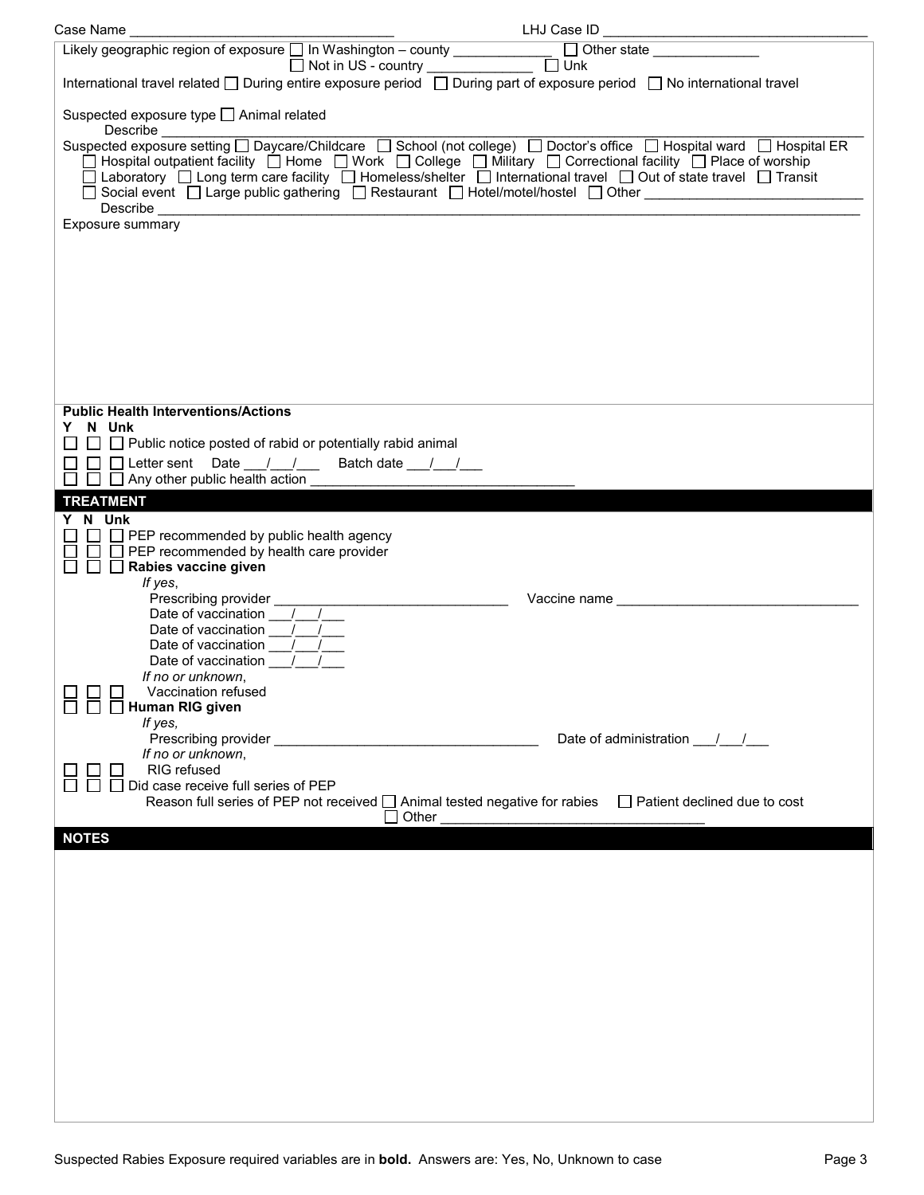Case Name ______________________________ LHJ Case ID ______________________________

Likely geographic region of exposure ☐ In Washington – county ____________ ☐ Other state ____________
☐ Not in US - country ____________ ☐ Unk

International travel related ☐ During entire exposure period ☐ During part of exposure period ☐ No international travel

Suspected exposure type ☐ Animal related
Describe ______________________________________________________________________________

Suspected exposure setting ☐ Daycare/Childcare ☐ School (not college) ☐ Doctor's office ☐ Hospital ward ☐ Hospital ER
☐ Hospital outpatient facility ☐ Home ☐ Work ☐ College ☐ Military ☐ Correctional facility ☐ Place of worship
☐ Laboratory ☐ Long term care facility ☐ Homeless/shelter ☐ International travel ☐ Out of state travel ☐ Transit
☐ Social event ☐ Large public gathering ☐ Restaurant ☐ Hotel/motel/hostel ☐ Other ____________________
Describe ______________________________________________________________________________

Exposure summary

**Public Health Interventions/Actions**

Y N Unk
☐ ☐ ☐ Public notice posted of rabid or potentially rabid animal
☐ ☐ ☐ Letter sent Date ___/___/___ Batch date ___/___/___
☐ ☐ ☐ Any other public health action ______________________________

## TREATMENT

Y N Unk
☐ ☐ ☐ PEP recommended by public health agency
☐ ☐ ☐ PEP recommended by health care provider
☐ ☐ ☐ **Rabies vaccine given**

*If yes*,
Prescribing provider ______________________________ Vaccine name ______________________________
Date of vaccination ___/___/___
Date of vaccination ___/___/___
Date of vaccination ___/___/___
Date of vaccination ___/___/___

*If no or unknown*,
☐ ☐ ☐ Vaccination refused
☐ ☐ ☐ **Human RIG given**

*If yes,*
Prescribing provider ______________________________ Date of administration ___/___/___

*If no or unknown*,
☐ ☐ ☐ RIG refused
☐ ☐ ☐ Did case receive full series of PEP

Reason full series of PEP not received ☐ Animal tested negative for rabies ☐ Patient declined due to cost
☐ Other ______________________________

## NOTES

Suspected Rabies Exposure required variables are in **bold.** Answers are: Yes, No, Unknown to case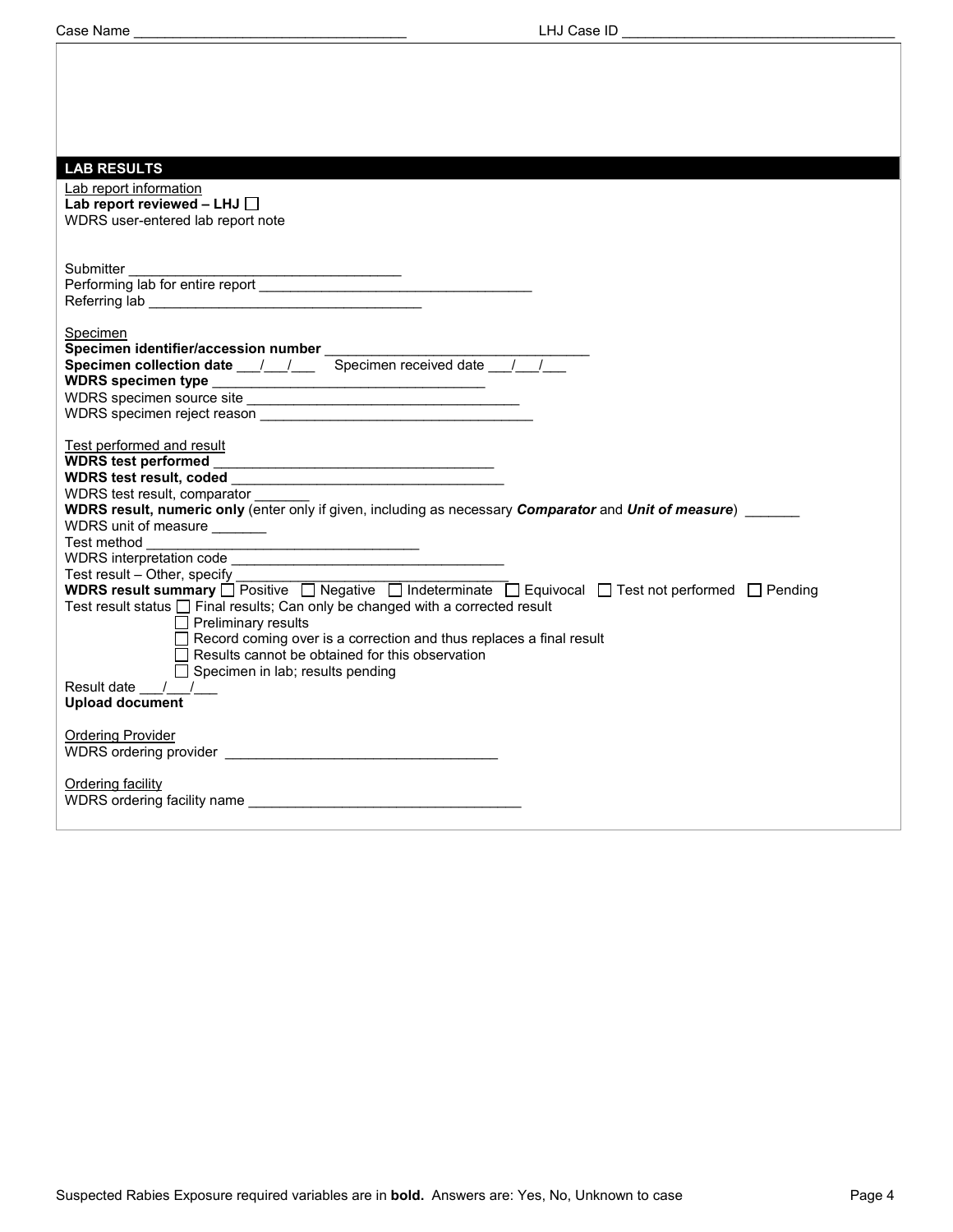Case Name ___________________________________ LHJ Case ID ___________________________________

## LAB RESULTS

Lab report information

**Lab report reviewed – LHJ** ☐

WDRS user-entered lab report note

Submitter ___________________________________

Performing lab for entire report ___________________________________

Referring lab ___________________________________

Specimen

**Specimen identifier/accession number** ___________________________________

**Specimen collection date** ___/___/___ Specimen received date ___/___/___

**WDRS specimen type** ___________________________________

WDRS specimen source site ___________________________________

WDRS specimen reject reason ___________________________________

Test performed and result

**WDRS test performed** ___________________________________

**WDRS test result, coded** ___________________________________

WDRS test result, comparator _______

**WDRS result, numeric only** (enter only if given, including as necessary ***Comparator*** and ***Unit of measure***) _______

WDRS unit of measure _______

Test method ___________________________________

WDRS interpretation code ___________________________________

Test result – Other, specify ___________________________________

**WDRS result summary** ☐ Positive ☐ Negative ☐ Indeterminate ☐ Equivocal ☐ Test not performed ☐ Pending

Test result status ☐ Final results; Can only be changed with a corrected result

☐ Preliminary results

☐ Record coming over is a correction and thus replaces a final result

☐ Results cannot be obtained for this observation

☐ Specimen in lab; results pending

Result date ___/___/___

**Upload document**

Ordering Provider

WDRS ordering provider ___________________________________

Ordering facility

WDRS ordering facility name ___________________________________

Suspected Rabies Exposure required variables are in **bold.** Answers are: Yes, No, Unknown to case